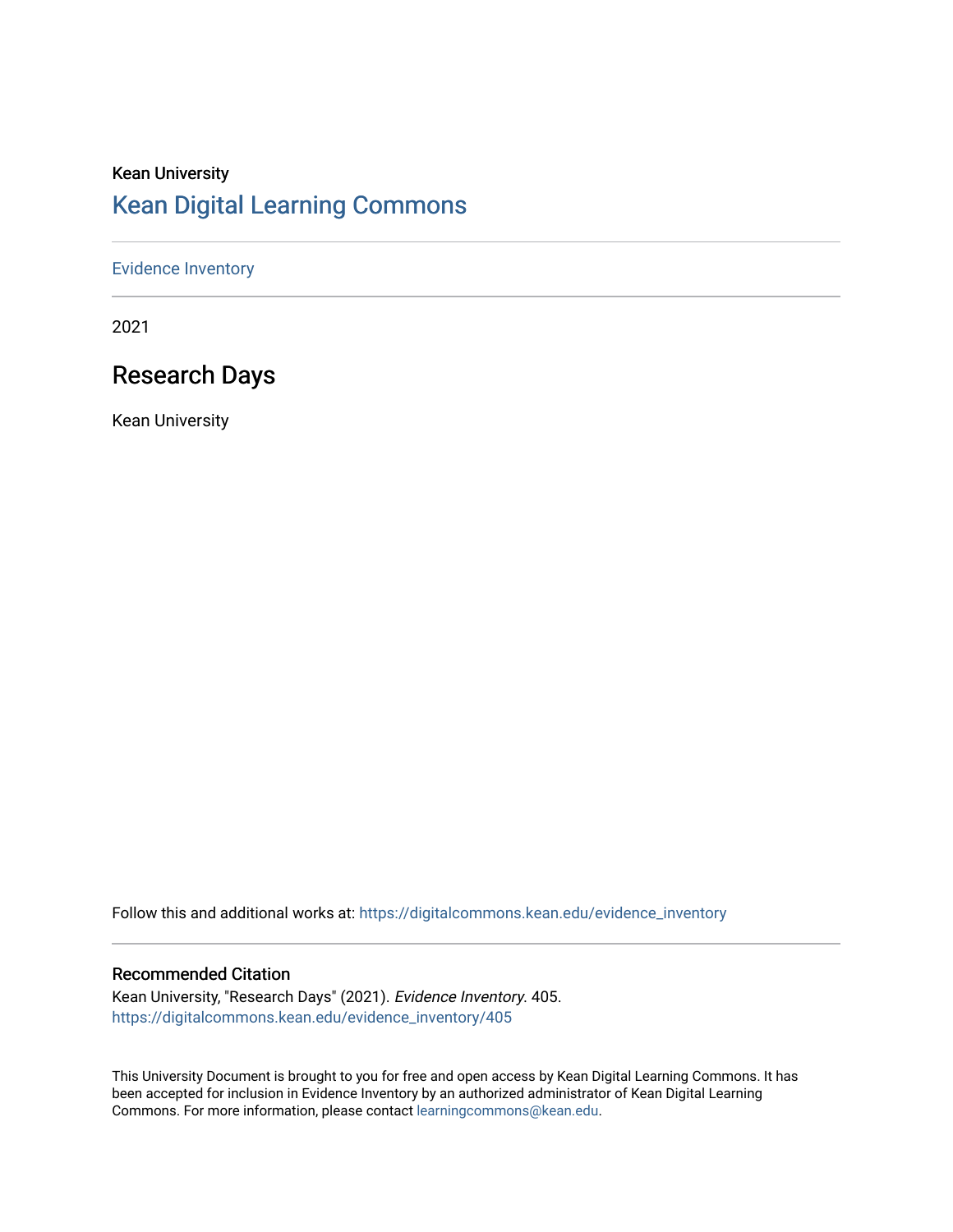Kean University

## Kean Digital Learning Commons

Evidence Inventory

2021

# Research Days

Kean University

Follow this and additional works at: https://digitalcommons.kean.edu/evidence_inventory

### Recommended Citation

Kean University, "Research Days" (2021). *Evidence Inventory*. 405.
https://digitalcommons.kean.edu/evidence_inventory/405

This University Document is brought to you for free and open access by Kean Digital Learning Commons. It has been accepted for inclusion in Evidence Inventory by an authorized administrator of Kean Digital Learning Commons. For more information, please contact learningcommons@kean.edu.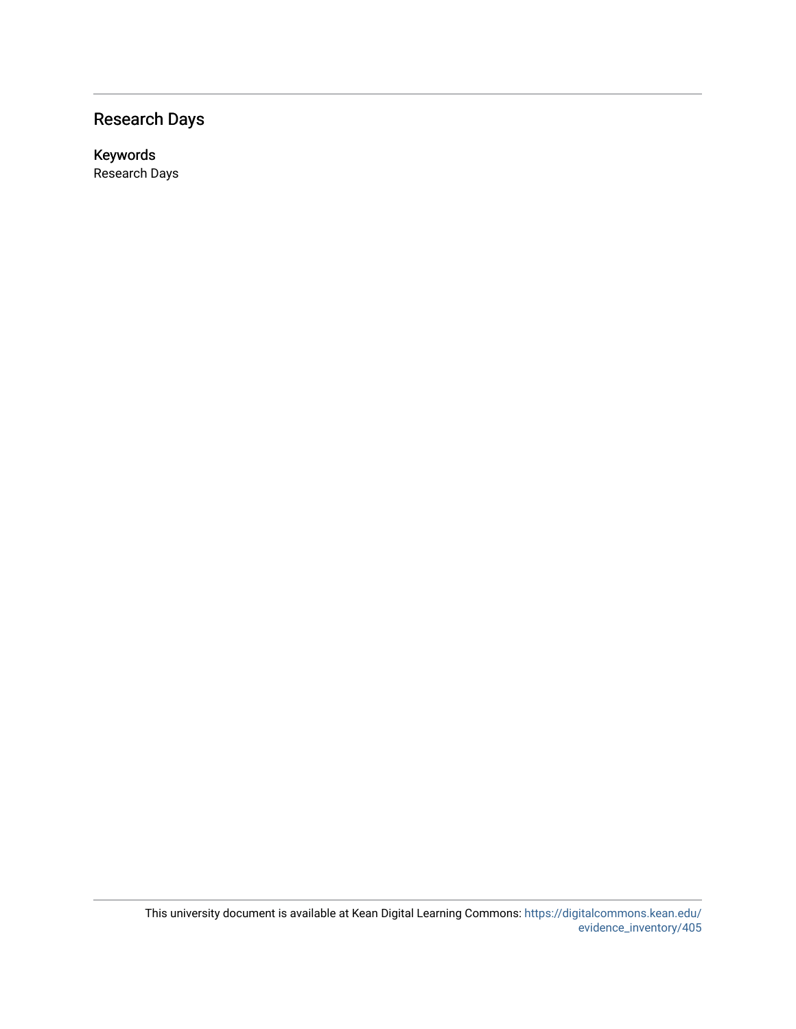## Research Days

### Keywords

Research Days

This university document is available at Kean Digital Learning Commons: https://digitalcommons.kean.edu/evidence_inventory/405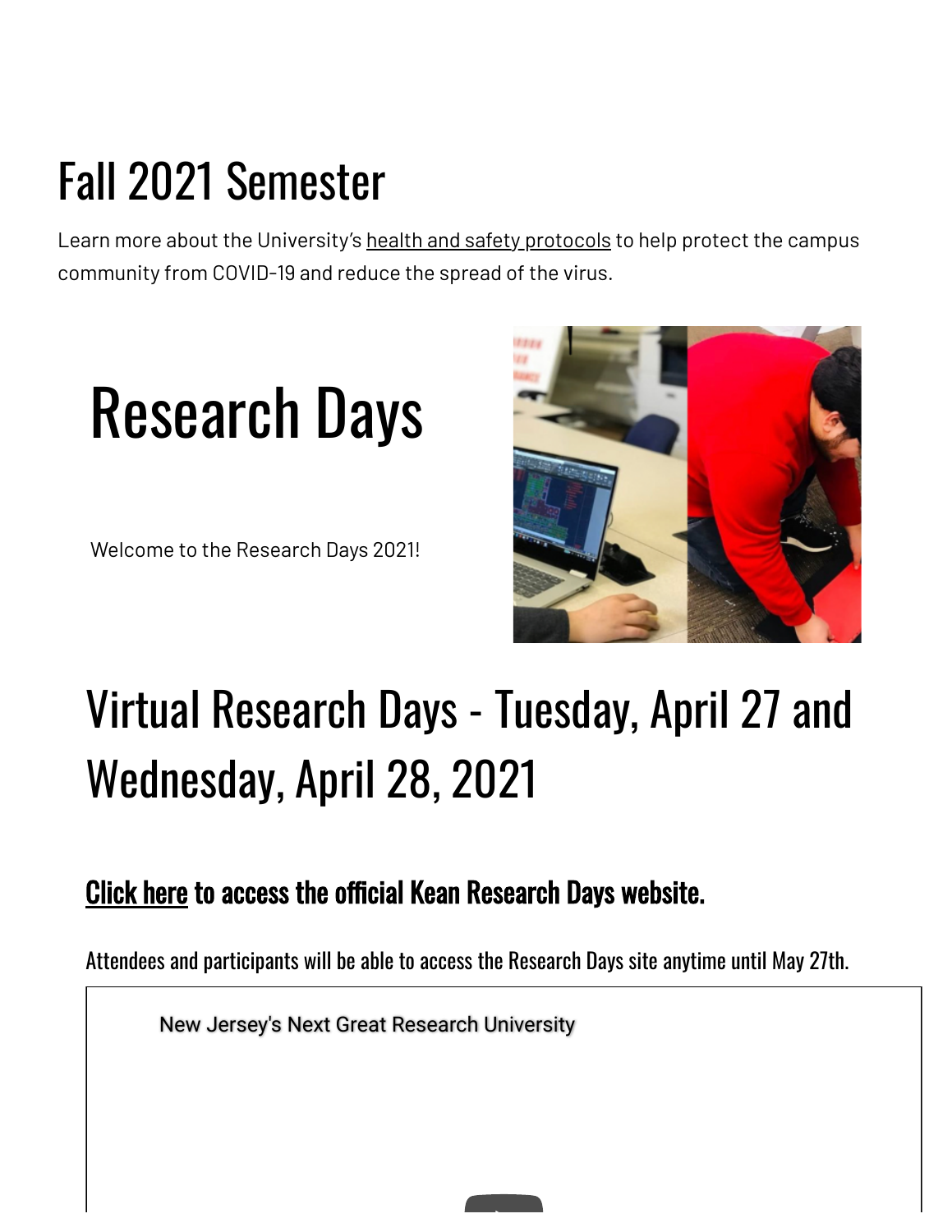# Fall 2021 Semester

Learn more about the University's health and safety protocols to help protect the campus community from COVID-19 and reduce the spread of the virus.

# Research Days

Welcome to the Research Days 2021!

# Virtual Research Days - Tuesday, April 27 and Wednesday, April 28, 2021

## Click here to access the official Kean Research Days website.

Attendees and participants will be able to access the Research Days site anytime until May 27th.

New Jersey's Next Great Research University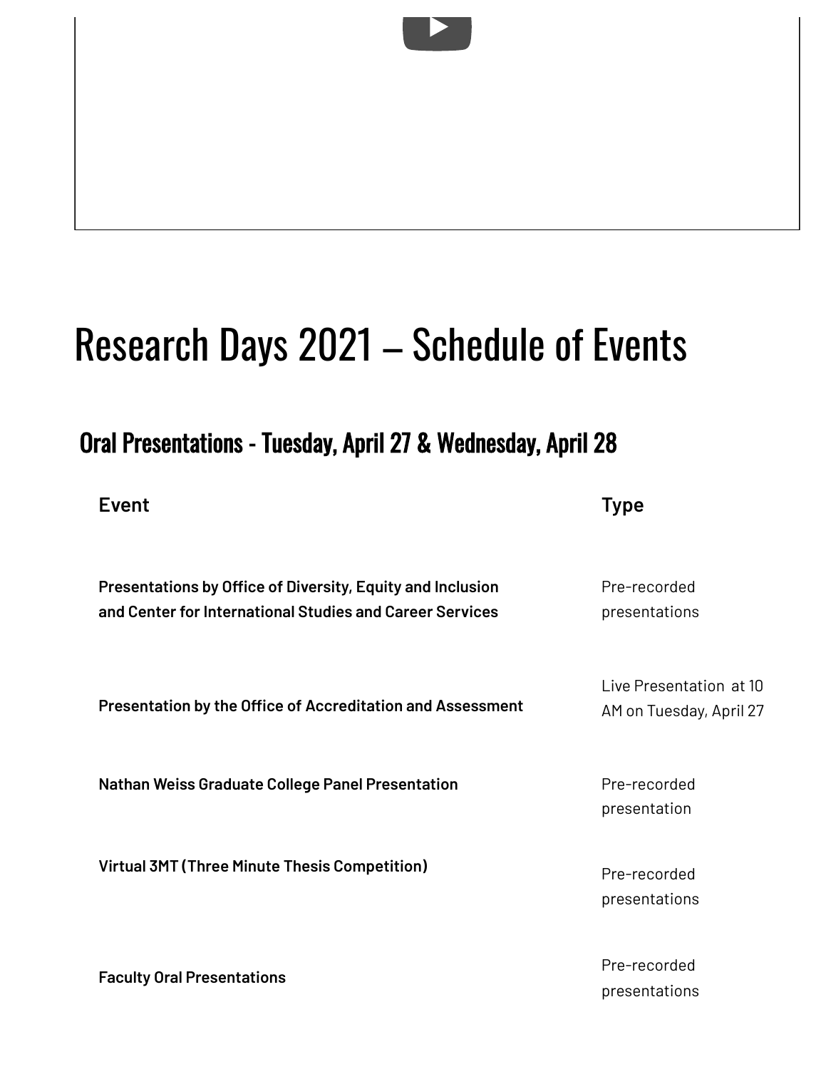# Research Days 2021 – Schedule of Events

## Oral Presentations - Tuesday, April 27 & Wednesday, April 28

| Event | Type |
| --- | --- |
| **Presentations by Office of Diversity, Equity and Inclusion and Center for International Studies and Career Services** | Pre-recorded presentations |
| **Presentation by the Office of Accreditation and Assessment** | Live Presentation at 10 AM on Tuesday, April 27 |
| **Nathan Weiss Graduate College Panel Presentation** | Pre-recorded presentation |
| **Virtual 3MT (Three Minute Thesis Competition)** | Pre-recorded presentations |
| **Faculty Oral Presentations** | Pre-recorded presentations |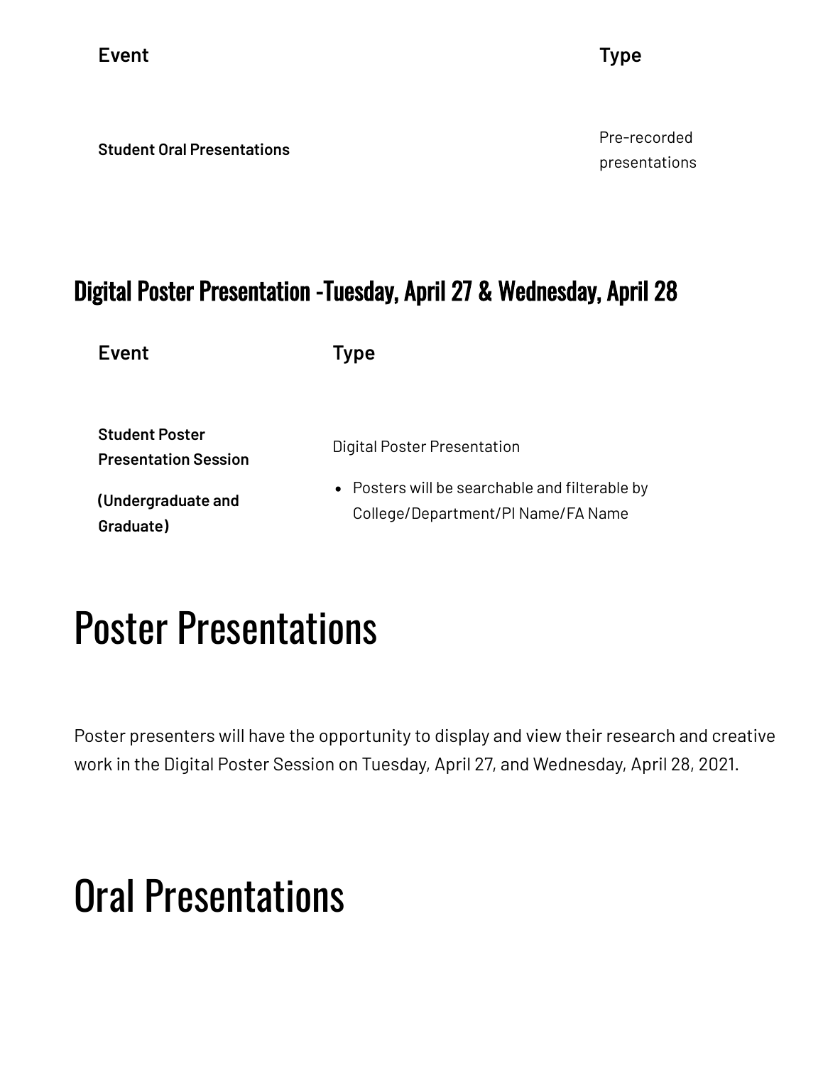| Event | Type |
| --- | --- |
| **Student Oral Presentations** | Pre-recorded presentations |

## Digital Poster Presentation -Tuesday, April 27 & Wednesday, April 28

| Event | Type |
| --- | --- |
| **Student Poster Presentation Session** **(Undergraduate and Graduate)** | Digital Poster Presentation<br>• Posters will be searchable and filterable by College/Department/PI Name/FA Name |

# Poster Presentations

Poster presenters will have the opportunity to display and view their research and creative work in the Digital Poster Session on Tuesday, April 27, and Wednesday, April 28, 2021.

# Oral Presentations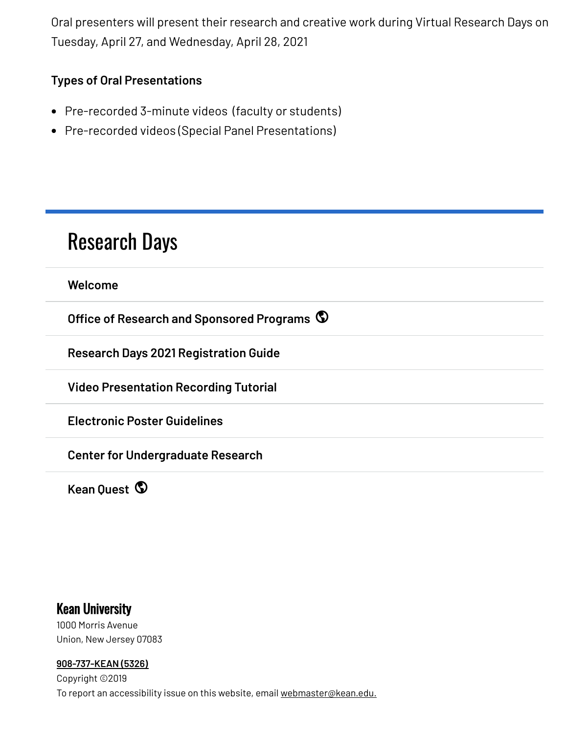Oral presenters will present their research and creative work during Virtual Research Days on Tuesday, April 27, and Wednesday, April 28, 2021

**Types of Oral Presentations**

- Pre-recorded 3-minute videos (faculty or students)
- Pre-recorded videos (Special Panel Presentations)

# Research Days

**Welcome**

**Office of Research and Sponsored Programs**

**Research Days 2021 Registration Guide**

**Video Presentation Recording Tutorial**

**Electronic Poster Guidelines**

**Center for Undergraduate Research**

**Kean Quest**

**Kean University**
1000 Morris Avenue
Union, New Jersey 07083

908-737-KEAN (5326)
Copyright ©2019
To report an accessibility issue on this website, email webmaster@kean.edu.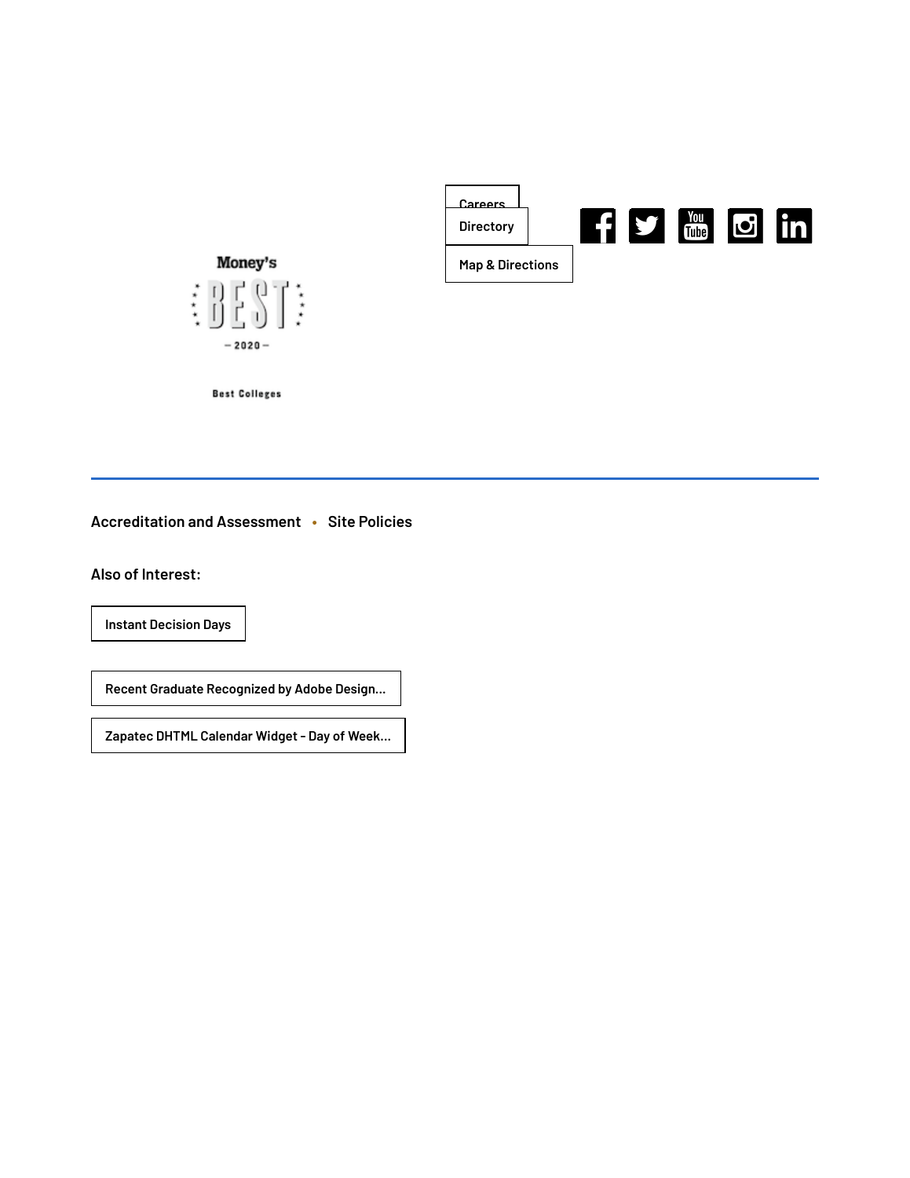Careers

Directory

Map & Directions

Money's

BEST

— 2020 —

Best Colleges

Accreditation and Assessment • Site Policies

Also of Interest:

Instant Decision Days

Recent Graduate Recognized by Adobe Design...

Zapatec DHTML Calendar Widget - Day of Week...